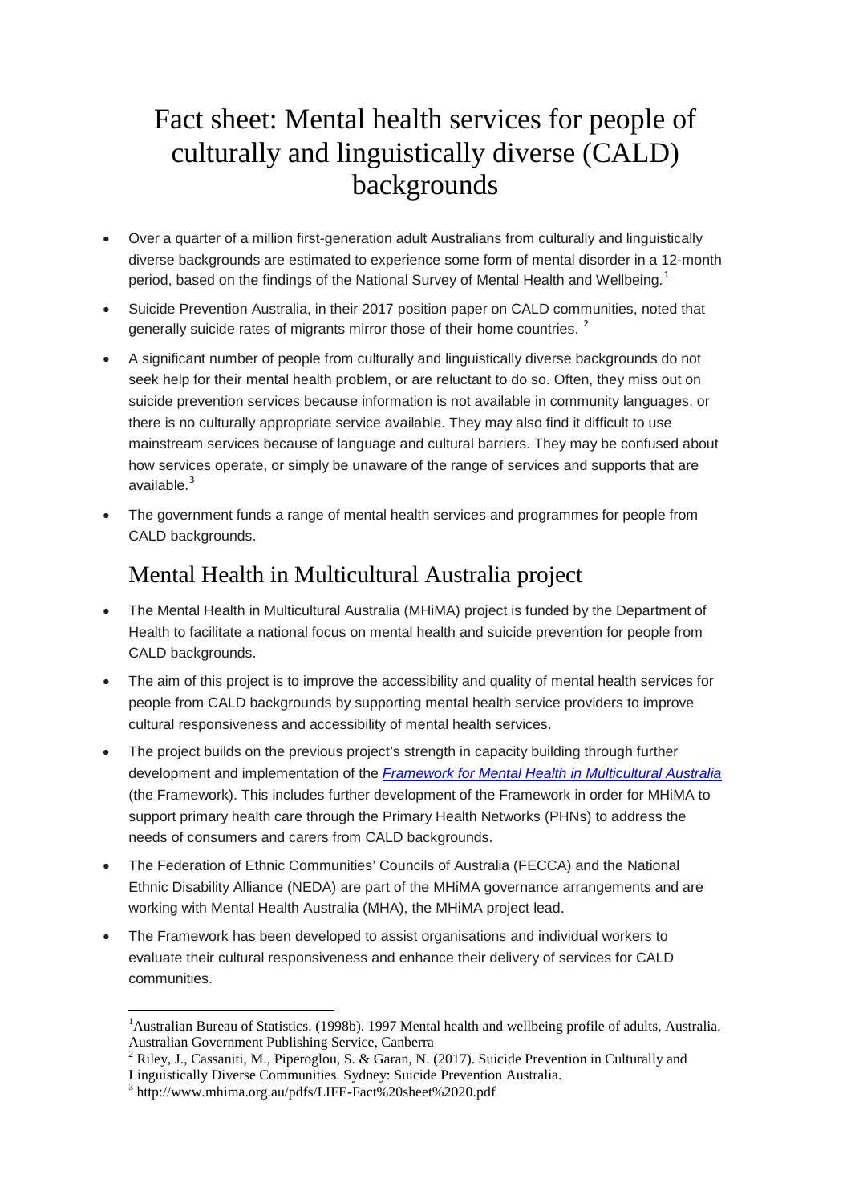# Fact sheet: Mental health services for people of culturally and linguistically diverse (CALD) backgrounds

- Over a quarter of a million first-generation adult Australians from culturally and linguistically diverse backgrounds are estimated to experience some form of mental disorder in a 12-month period, based on the findings of the National Survey of Mental Health and Wellbeing.[1]
- Suicide Prevention Australia, in their 2017 position paper on CALD communities, noted that generally suicide rates of migrants mirror those of their home countries.[2]
- A significant number of people from culturally and linguistically diverse backgrounds do not seek help for their mental health problem, or are reluctant to do so. Often, they miss out on suicide prevention services because information is not available in community languages, or there is no culturally appropriate service available. They may also find it difficult to use mainstream services because of language and cultural barriers. They may be confused about how services operate, or simply be unaware of the range of services and supports that are available.[3]
- The government funds a range of mental health services and programmes for people from CALD backgrounds.

## Mental Health in Multicultural Australia project

- The Mental Health in Multicultural Australia (MHiMA) project is funded by the Department of Health to facilitate a national focus on mental health and suicide prevention for people from CALD backgrounds.
- The aim of this project is to improve the accessibility and quality of mental health services for people from CALD backgrounds by supporting mental health service providers to improve cultural responsiveness and accessibility of mental health services.
- The project builds on the previous project's strength in capacity building through further development and implementation of the *Framework for Mental Health in Multicultural Australia* (the Framework). This includes further development of the Framework in order for MHiMA to support primary health care through the Primary Health Networks (PHNs) to address the needs of consumers and carers from CALD backgrounds.
- The Federation of Ethnic Communities' Councils of Australia (FECCA) and the National Ethnic Disability Alliance (NEDA) are part of the MHiMA governance arrangements and are working with Mental Health Australia (MHA), the MHiMA project lead.
- The Framework has been developed to assist organisations and individual workers to evaluate their cultural responsiveness and enhance their delivery of services for CALD communities.

---

[1] Australian Bureau of Statistics. (1998b). 1997 Mental health and wellbeing profile of adults, Australia. Australian Government Publishing Service, Canberra

[2] Riley, J., Cassaniti, M., Piperoglou, S. & Garan, N. (2017). Suicide Prevention in Culturally and Linguistically Diverse Communities. Sydney: Suicide Prevention Australia.

[3] http://www.mhima.org.au/pdfs/LIFE-Fact%20sheet%2020.pdf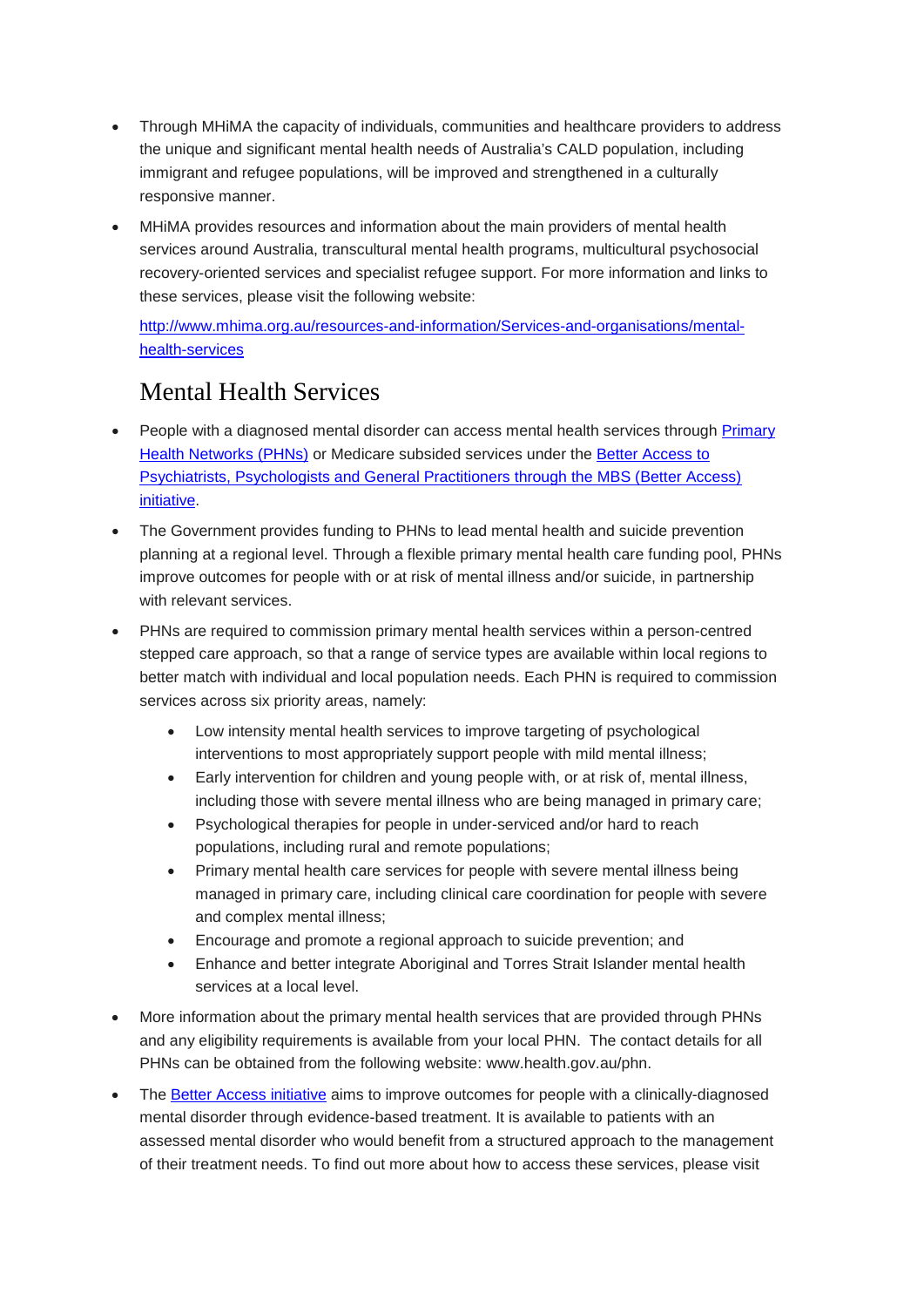- Through MHiMA the capacity of individuals, communities and healthcare providers to address the unique and significant mental health needs of Australia's CALD population, including immigrant and refugee populations, will be improved and strengthened in a culturally responsive manner.
- MHiMA provides resources and information about the main providers of mental health services around Australia, transcultural mental health programs, multicultural psychosocial recovery-oriented services and specialist refugee support. For more information and links to these services, please visit the following website:

  [http://www.mhima.org.au/resources-and-information/Services-and-organisations/mental-health-services](http://www.mhima.org.au/resources-and-information/Services-and-organisations/mental-health-services)

## Mental Health Services

- People with a diagnosed mental disorder can access mental health services through [Primary Health Networks (PHNs)]() or Medicare subsided services under the [Better Access to Psychiatrists, Psychologists and General Practitioners through the MBS (Better Access) initiative]().
- The Government provides funding to PHNs to lead mental health and suicide prevention planning at a regional level. Through a flexible primary mental health care funding pool, PHNs improve outcomes for people with or at risk of mental illness and/or suicide, in partnership with relevant services.
- PHNs are required to commission primary mental health services within a person-centred stepped care approach, so that a range of service types are available within local regions to better match with individual and local population needs. Each PHN is required to commission services across six priority areas, namely:
  - Low intensity mental health services to improve targeting of psychological interventions to most appropriately support people with mild mental illness;
  - Early intervention for children and young people with, or at risk of, mental illness, including those with severe mental illness who are being managed in primary care;
  - Psychological therapies for people in under-serviced and/or hard to reach populations, including rural and remote populations;
  - Primary mental health care services for people with severe mental illness being managed in primary care, including clinical care coordination for people with severe and complex mental illness;
  - Encourage and promote a regional approach to suicide prevention; and
  - Enhance and better integrate Aboriginal and Torres Strait Islander mental health services at a local level.
- More information about the primary mental health services that are provided through PHNs and any eligibility requirements is available from your local PHN. The contact details for all PHNs can be obtained from the following website: www.health.gov.au/phn.
- The [Better Access initiative]() aims to improve outcomes for people with a clinically-diagnosed mental disorder through evidence-based treatment. It is available to patients with an assessed mental disorder who would benefit from a structured approach to the management of their treatment needs. To find out more about how to access these services, please visit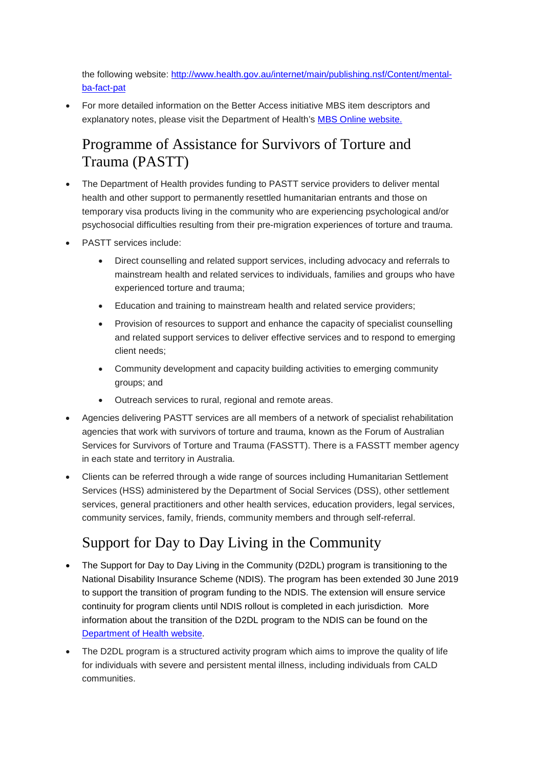the following website: [http://www.health.gov.au/internet/main/publishing.nsf/Content/mental-ba-fact-pat](http://www.health.gov.au/internet/main/publishing.nsf/Content/mental-ba-fact-pat)

- For more detailed information on the Better Access initiative MBS item descriptors and explanatory notes, please visit the Department of Health's [MBS Online website.](#)

## Programme of Assistance for Survivors of Torture and Trauma (PASTT)

- The Department of Health provides funding to PASTT service providers to deliver mental health and other support to permanently resettled humanitarian entrants and those on temporary visa products living in the community who are experiencing psychological and/or psychosocial difficulties resulting from their pre-migration experiences of torture and trauma.
- PASTT services include:
    - Direct counselling and related support services, including advocacy and referrals to mainstream health and related services to individuals, families and groups who have experienced torture and trauma;
    - Education and training to mainstream health and related service providers;
    - Provision of resources to support and enhance the capacity of specialist counselling and related support services to deliver effective services and to respond to emerging client needs;
    - Community development and capacity building activities to emerging community groups; and
    - Outreach services to rural, regional and remote areas.
- Agencies delivering PASTT services are all members of a network of specialist rehabilitation agencies that work with survivors of torture and trauma, known as the Forum of Australian Services for Survivors of Torture and Trauma (FASSTT). There is a FASSTT member agency in each state and territory in Australia.
- Clients can be referred through a wide range of sources including Humanitarian Settlement Services (HSS) administered by the Department of Social Services (DSS), other settlement services, general practitioners and other health services, education providers, legal services, community services, family, friends, community members and through self-referral.

## Support for Day to Day Living in the Community

- The Support for Day to Day Living in the Community (D2DL) program is transitioning to the National Disability Insurance Scheme (NDIS). The program has been extended 30 June 2019 to support the transition of program funding to the NDIS. The extension will ensure service continuity for program clients until NDIS rollout is completed in each jurisdiction. More information about the transition of the D2DL program to the NDIS can be found on the [Department of Health website](#).
- The D2DL program is a structured activity program which aims to improve the quality of life for individuals with severe and persistent mental illness, including individuals from CALD communities.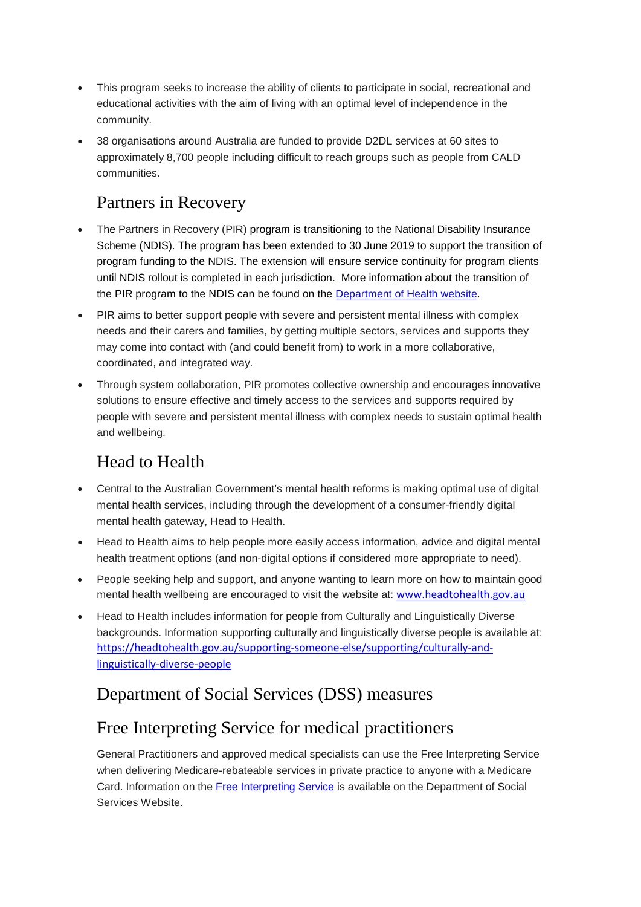- This program seeks to increase the ability of clients to participate in social, recreational and educational activities with the aim of living with an optimal level of independence in the community.
- 38 organisations around Australia are funded to provide D2DL services at 60 sites to approximately 8,700 people including difficult to reach groups such as people from CALD communities.

## Partners in Recovery

- The Partners in Recovery (PIR) program is transitioning to the National Disability Insurance Scheme (NDIS). The program has been extended to 30 June 2019 to support the transition of program funding to the NDIS. The extension will ensure service continuity for program clients until NDIS rollout is completed in each jurisdiction. More information about the transition of the PIR program to the NDIS can be found on the Department of Health website.
- PIR aims to better support people with severe and persistent mental illness with complex needs and their carers and families, by getting multiple sectors, services and supports they may come into contact with (and could benefit from) to work in a more collaborative, coordinated, and integrated way.
- Through system collaboration, PIR promotes collective ownership and encourages innovative solutions to ensure effective and timely access to the services and supports required by people with severe and persistent mental illness with complex needs to sustain optimal health and wellbeing.

## Head to Health

- Central to the Australian Government's mental health reforms is making optimal use of digital mental health services, including through the development of a consumer-friendly digital mental health gateway, Head to Health.
- Head to Health aims to help people more easily access information, advice and digital mental health treatment options (and non-digital options if considered more appropriate to need).
- People seeking help and support, and anyone wanting to learn more on how to maintain good mental health wellbeing are encouraged to visit the website at: www.headtohealth.gov.au
- Head to Health includes information for people from Culturally and Linguistically Diverse backgrounds. Information supporting culturally and linguistically diverse people is available at: https://headtohealth.gov.au/supporting-someone-else/supporting/culturally-and-linguistically-diverse-people

## Department of Social Services (DSS) measures

## Free Interpreting Service for medical practitioners

General Practitioners and approved medical specialists can use the Free Interpreting Service when delivering Medicare-rebateable services in private practice to anyone with a Medicare Card. Information on the Free Interpreting Service is available on the Department of Social Services Website.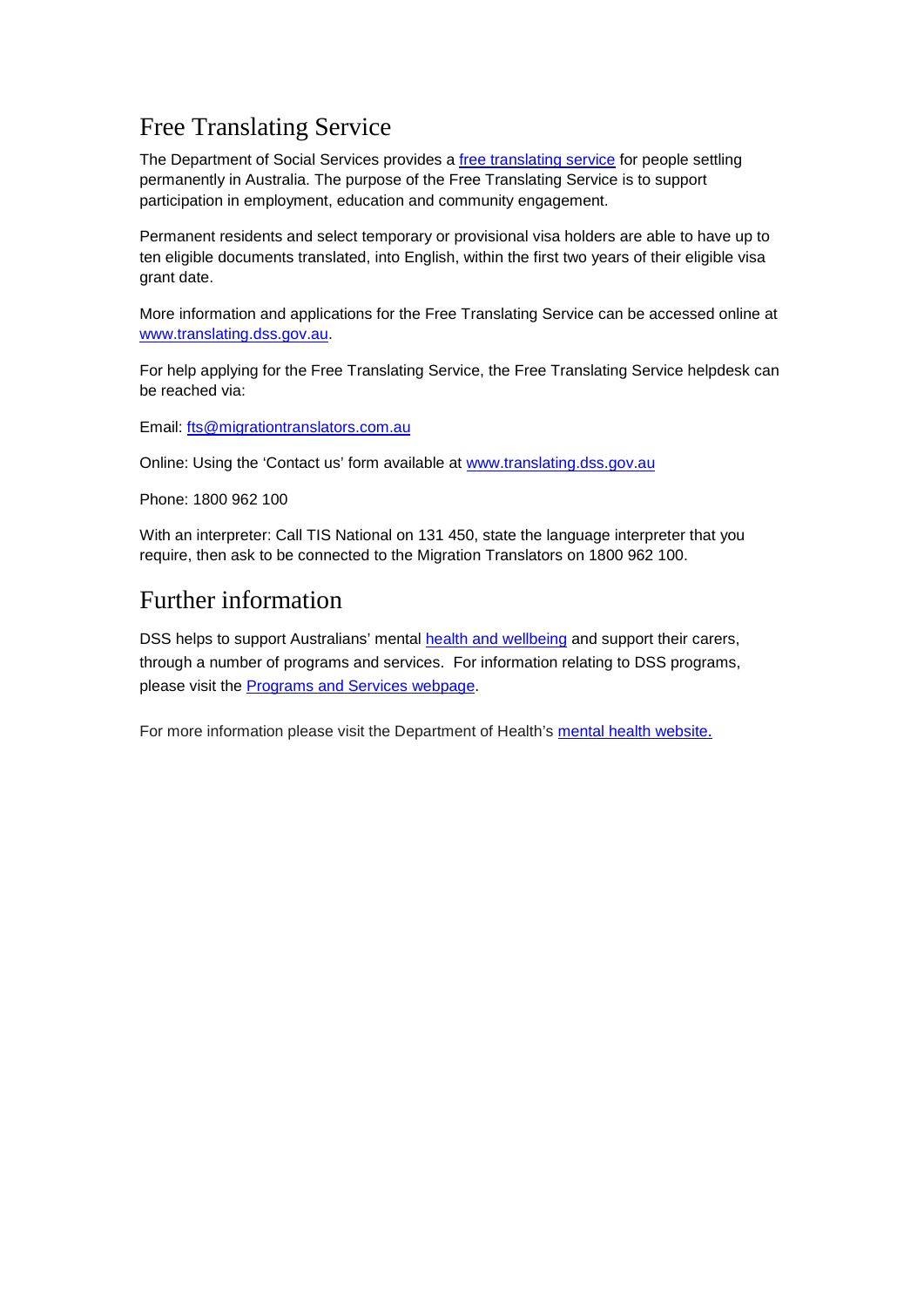## Free Translating Service

The Department of Social Services provides a free translating service for people settling permanently in Australia. The purpose of the Free Translating Service is to support participation in employment, education and community engagement.

Permanent residents and select temporary or provisional visa holders are able to have up to ten eligible documents translated, into English, within the first two years of their eligible visa grant date.

More information and applications for the Free Translating Service can be accessed online at www.translating.dss.gov.au.

For help applying for the Free Translating Service, the Free Translating Service helpdesk can be reached via:

Email: fts@migrationtranslators.com.au

Online: Using the 'Contact us' form available at www.translating.dss.gov.au

Phone: 1800 962 100

With an interpreter: Call TIS National on 131 450, state the language interpreter that you require, then ask to be connected to the Migration Translators on 1800 962 100.

## Further information

DSS helps to support Australians' mental health and wellbeing and support their carers, through a number of programs and services. For information relating to DSS programs, please visit the Programs and Services webpage.

For more information please visit the Department of Health's mental health website.